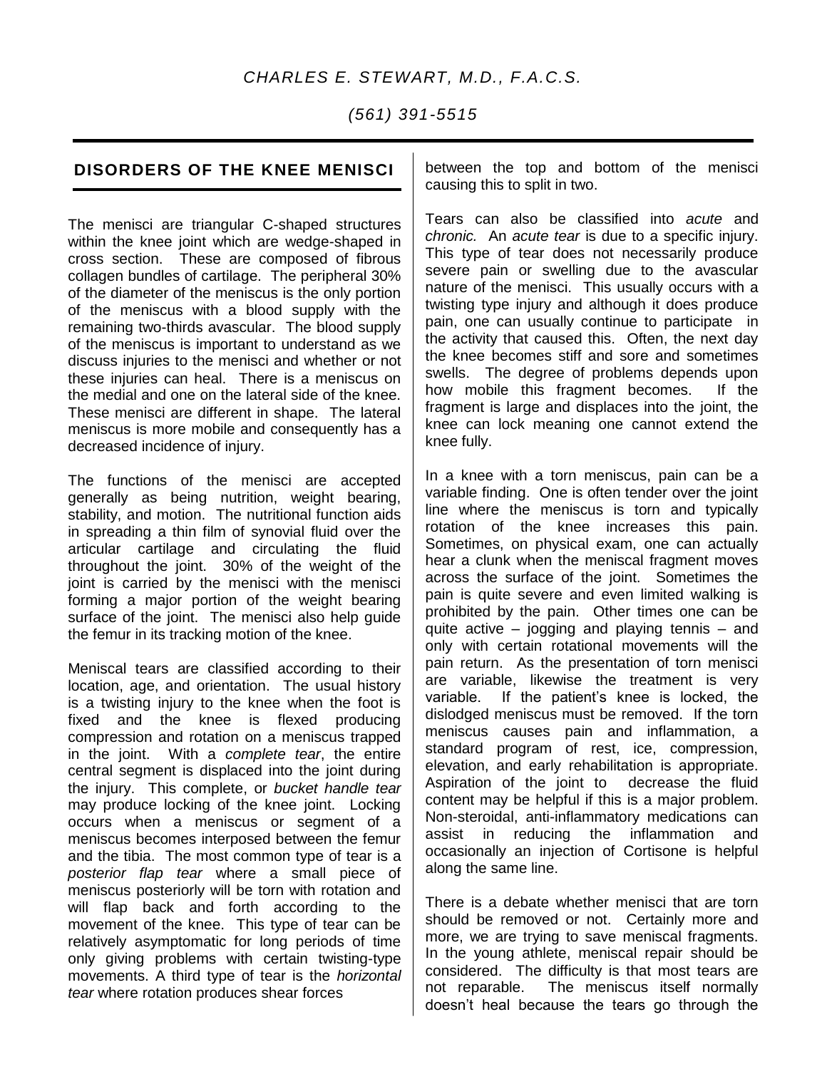*CHARLES E. STEWART, M.D., F.A.C.S.*

*(561) 391-5515*

## DISORDERS OF THE KNEE MENISCI

The menisci are triangular C-shaped structures within the knee joint which are wedge-shaped in cross section. These are composed of fibrous collagen bundles of cartilage. The peripheral 30% of the diameter of the meniscus is the only portion of the meniscus with a blood supply with the remaining two-thirds avascular. The blood supply of the meniscus is important to understand as we discuss injuries to the menisci and whether or not these injuries can heal. There is a meniscus on the medial and one on the lateral side of the knee. These menisci are different in shape. The lateral meniscus is more mobile and consequently has a decreased incidence of injury.

The functions of the menisci are accepted generally as being nutrition, weight bearing, stability, and motion. The nutritional function aids in spreading a thin film of synovial fluid over the articular cartilage and circulating the fluid throughout the joint. 30% of the weight of the joint is carried by the menisci with the menisci forming a major portion of the weight bearing surface of the joint. The menisci also help guide the femur in its tracking motion of the knee.

Meniscal tears are classified according to their location, age, and orientation. The usual history is a twisting injury to the knee when the foot is fixed and the knee is flexed producing compression and rotation on a meniscus trapped in the joint. With a *complete tear*, the entire central segment is displaced into the joint during the injury. This complete, or *bucket handle tear* may produce locking of the knee joint. Locking occurs when a meniscus or segment of a meniscus becomes interposed between the femur and the tibia. The most common type of tear is a *posterior flap tear* where a small piece of meniscus posteriorly will be torn with rotation and will flap back and forth according to the movement of the knee. This type of tear can be relatively asymptomatic for long periods of time only giving problems with certain twisting-type movements. A third type of tear is the *horizontal tear* where rotation produces shear forces between the top and bottom of the menisci causing this to split in two.

Tears can also be classified into *acute* and *chronic.* An *acute tear* is due to a specific injury. This type of tear does not necessarily produce severe pain or swelling due to the avascular nature of the menisci. This usually occurs with a twisting type injury and although it does produce pain, one can usually continue to participate in the activity that caused this. Often, the next day the knee becomes stiff and sore and sometimes swells. The degree of problems depends upon how mobile this fragment becomes. If the fragment is large and displaces into the joint, the knee can lock meaning one cannot extend the knee fully.

In a knee with a torn meniscus, pain can be a variable finding. One is often tender over the joint line where the meniscus is torn and typically rotation of the knee increases this pain. Sometimes, on physical exam, one can actually hear a clunk when the meniscal fragment moves across the surface of the joint. Sometimes the pain is quite severe and even limited walking is prohibited by the pain. Other times one can be quite active – jogging and playing tennis – and only with certain rotational movements will the pain return. As the presentation of torn menisci are variable, likewise the treatment is very variable. If the patient's knee is locked, the dislodged meniscus must be removed. If the torn meniscus causes pain and inflammation, a standard program of rest, ice, compression, elevation, and early rehabilitation is appropriate. Aspiration of the joint to decrease the fluid content may be helpful if this is a major problem. Non-steroidal, anti-inflammatory medications can assist in reducing the inflammation and occasionally an injection of Cortisone is helpful along the same line.

There is a debate whether menisci that are torn should be removed or not. Certainly more and more, we are trying to save meniscal fragments. In the young athlete, meniscal repair should be considered. The difficulty is that most tears are not reparable. The meniscus itself normally doesn't heal because the tears go through the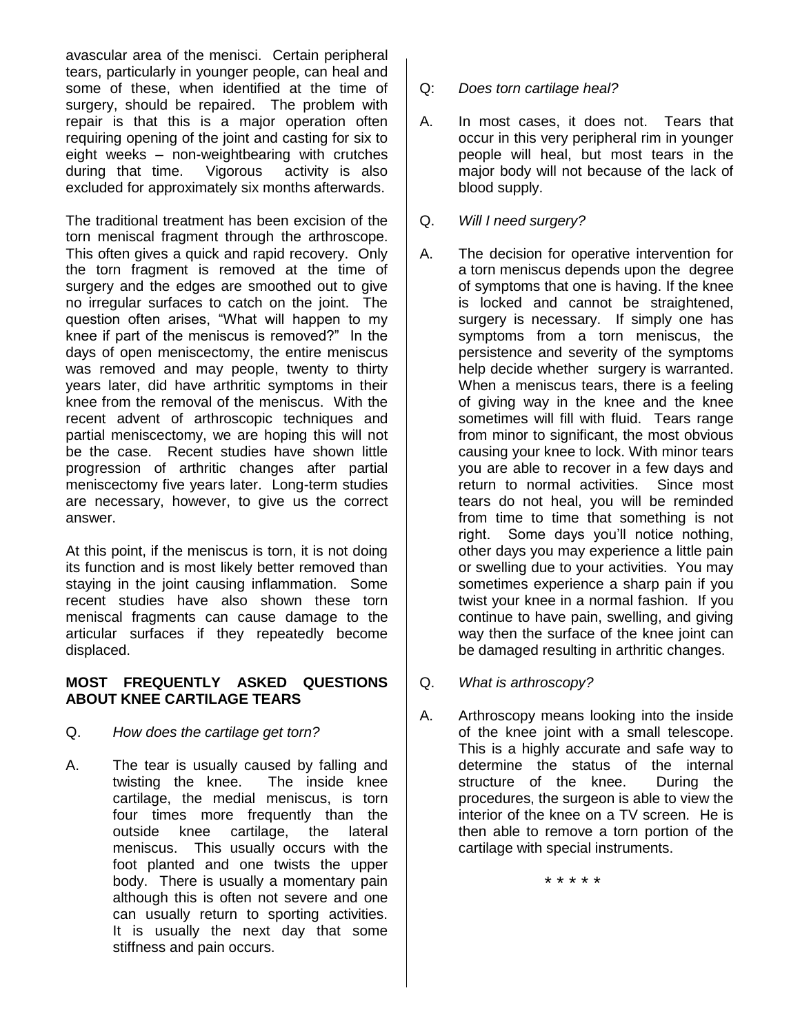avascular area of the menisci. Certain peripheral tears, particularly in younger people, can heal and some of these, when identified at the time of surgery, should be repaired. The problem with repair is that this is a major operation often requiring opening of the joint and casting for six to eight weeks – non-weightbearing with crutches during that time. Vigorous activity is also excluded for approximately six months afterwards.

The traditional treatment has been excision of the torn meniscal fragment through the arthroscope. This often gives a quick and rapid recovery. Only the torn fragment is removed at the time of surgery and the edges are smoothed out to give no irregular surfaces to catch on the joint. The question often arises, "What will happen to my knee if part of the meniscus is removed?" In the days of open meniscectomy, the entire meniscus was removed and may people, twenty to thirty years later, did have arthritic symptoms in their knee from the removal of the meniscus. With the recent advent of arthroscopic techniques and partial meniscectomy, we are hoping this will not be the case. Recent studies have shown little progression of arthritic changes after partial meniscectomy five years later. Long-term studies are necessary, however, to give us the correct answer.

At this point, if the meniscus is torn, it is not doing its function and is most likely better removed than staying in the joint causing inflammation. Some recent studies have also shown these torn meniscal fragments can cause damage to the articular surfaces if they repeatedly become displaced.

**MOST FREQUENTLY ASKED QUESTIONS ABOUT KNEE CARTILAGE TEARS**

Q. *How does the cartilage get torn?*

A. The tear is usually caused by falling and twisting the knee. The inside knee cartilage, the medial meniscus, is torn four times more frequently than the outside knee cartilage, the lateral meniscus. This usually occurs with the foot planted and one twists the upper body. There is usually a momentary pain although this is often not severe and one can usually return to sporting activities. It is usually the next day that some stiffness and pain occurs.

Q: *Does torn cartilage heal?*

A. In most cases, it does not. Tears that occur in this very peripheral rim in younger people will heal, but most tears in the major body will not because of the lack of blood supply.

Q. *Will I need surgery?*

A. The decision for operative intervention for a torn meniscus depends upon the degree of symptoms that one is having. If the knee is locked and cannot be straightened, surgery is necessary. If simply one has symptoms from a torn meniscus, the persistence and severity of the symptoms help decide whether surgery is warranted. When a meniscus tears, there is a feeling of giving way in the knee and the knee sometimes will fill with fluid. Tears range from minor to significant, the most obvious causing your knee to lock. With minor tears you are able to recover in a few days and return to normal activities. Since most tears do not heal, you will be reminded from time to time that something is not right. Some days you'll notice nothing, other days you may experience a little pain or swelling due to your activities. You may sometimes experience a sharp pain if you twist your knee in a normal fashion. If you continue to have pain, swelling, and giving way then the surface of the knee joint can be damaged resulting in arthritic changes.

Q. *What is arthroscopy?*

A. Arthroscopy means looking into the inside of the knee joint with a small telescope. This is a highly accurate and safe way to determine the status of the internal structure of the knee. During the procedures, the surgeon is able to view the interior of the knee on a TV screen. He is then able to remove a torn portion of the cartilage with special instruments.

\* \* \* \* \*